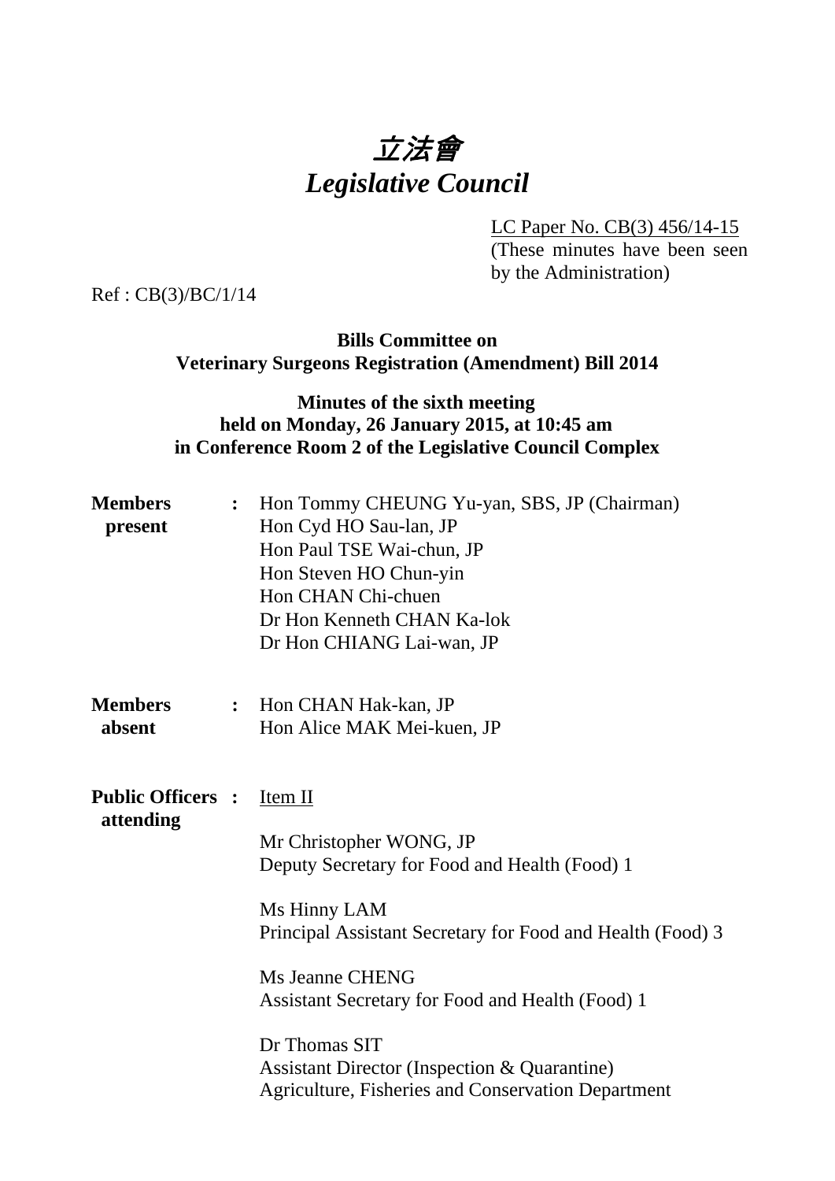# 立法會
# *Legislative Council*

LC Paper No. CB(3) 456/14-15
(These minutes have been seen by the Administration)

Ref : CB(3)/BC/1/14

**Bills Committee on**
**Veterinary Surgeons Registration (Amendment) Bill 2014**

**Minutes of the sixth meeting**
**held on Monday, 26 January 2015, at 10:45 am**
**in Conference Room 2 of the Legislative Council Complex**

**Members present** : Hon Tommy CHEUNG Yu-yan, SBS, JP (Chairman)
Hon Cyd HO Sau-lan, JP
Hon Paul TSE Wai-chun, JP
Hon Steven HO Chun-yin
Hon CHAN Chi-chuen
Dr Hon Kenneth CHAN Ka-lok
Dr Hon CHIANG Lai-wan, JP

**Members absent** : Hon CHAN Hak-kan, JP
Hon Alice MAK Mei-kuen, JP

**Public Officers attending** : Item II

Mr Christopher WONG, JP
Deputy Secretary for Food and Health (Food) 1

Ms Hinny LAM
Principal Assistant Secretary for Food and Health (Food) 3

Ms Jeanne CHENG
Assistant Secretary for Food and Health (Food) 1

Dr Thomas SIT
Assistant Director (Inspection & Quarantine)
Agriculture, Fisheries and Conservation Department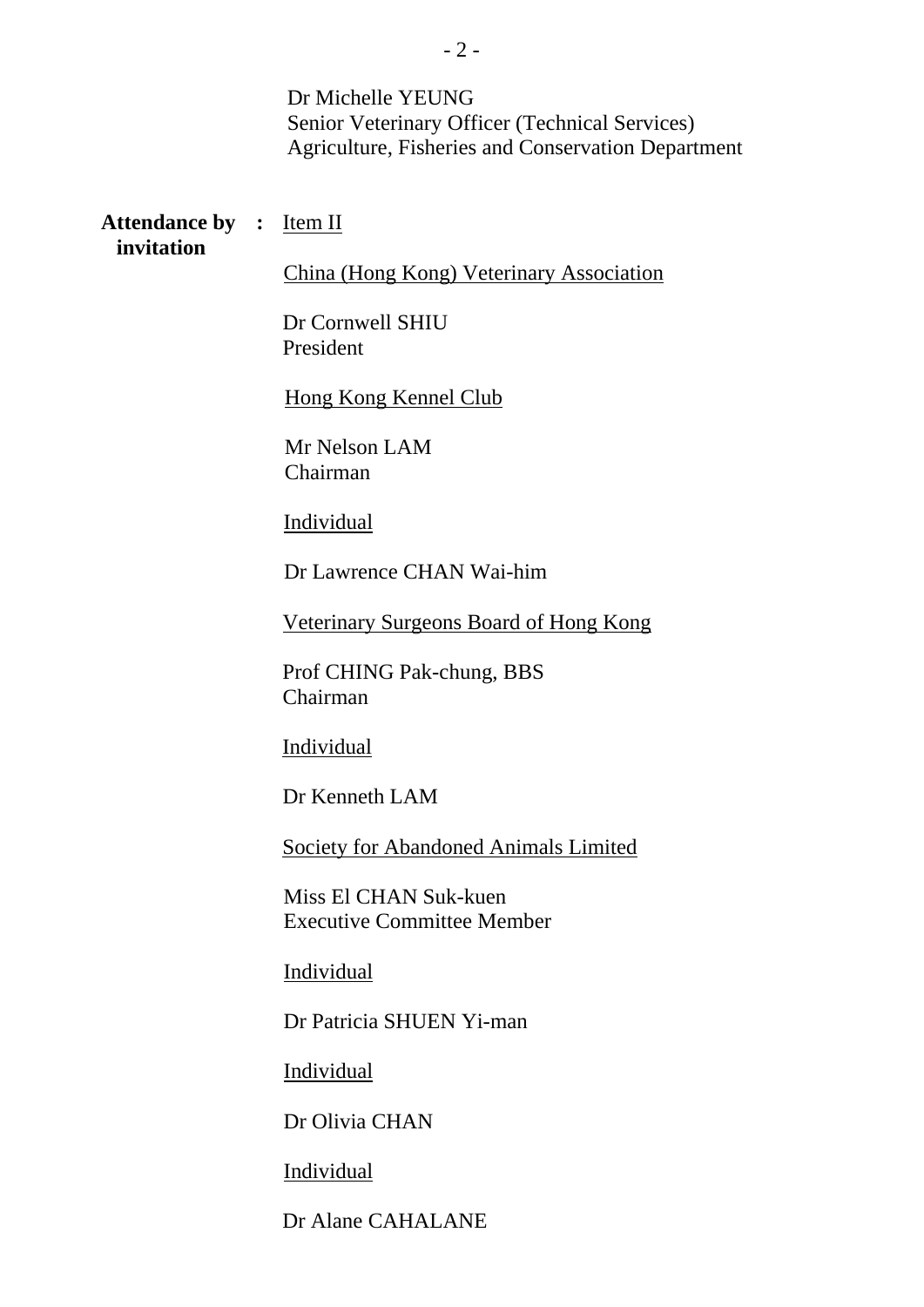Dr Michelle YEUNG
Senior Veterinary Officer (Technical Services)
Agriculture, Fisheries and Conservation Department

**Attendance by invitation** : <u>Item II</u>

<u>China (Hong Kong) Veterinary Association</u>

Dr Cornwell SHIU
President

<u>Hong Kong Kennel Club</u>

Mr Nelson LAM
Chairman

<u>Individual</u>

Dr Lawrence CHAN Wai-him

<u>Veterinary Surgeons Board of Hong Kong</u>

Prof CHING Pak-chung, BBS
Chairman

<u>Individual</u>

Dr Kenneth LAM

<u>Society for Abandoned Animals Limited</u>

Miss El CHAN Suk-kuen
Executive Committee Member

<u>Individual</u>

Dr Patricia SHUEN Yi-man

<u>Individual</u>

Dr Olivia CHAN

<u>Individual</u>

Dr Alane CAHALANE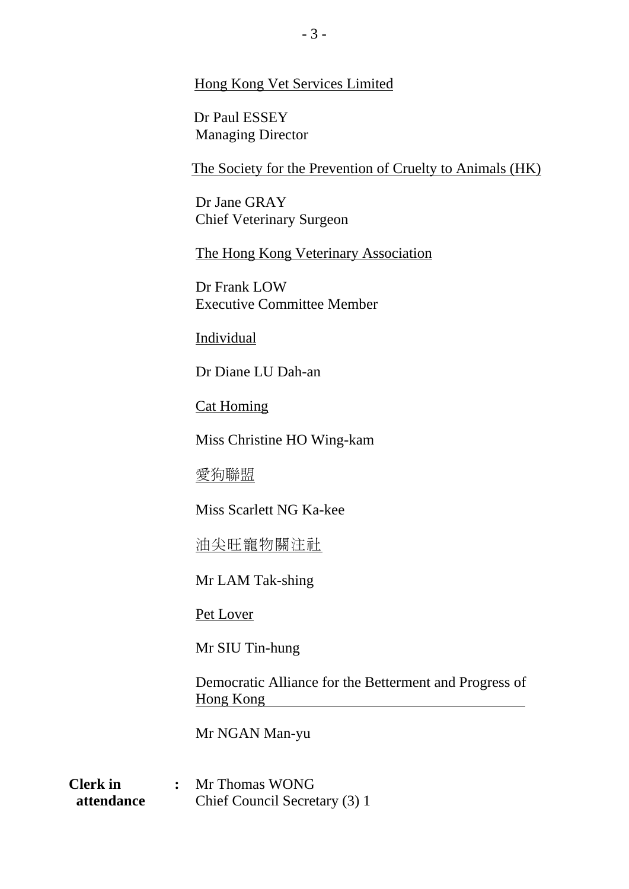<u>Hong Kong Vet Services Limited</u>

Dr Paul ESSEY
Managing Director

<u>The Society for the Prevention of Cruelty to Animals (HK)</u>

Dr Jane GRAY
Chief Veterinary Surgeon

<u>The Hong Kong Veterinary Association</u>

Dr Frank LOW
Executive Committee Member

<u>Individual</u>

Dr Diane LU Dah-an

<u>Cat Homing</u>

Miss Christine HO Wing-kam

<u>愛狗聯盟</u>

Miss Scarlett NG Ka-kee

<u>油尖旺寵物關注社</u>

Mr LAM Tak-shing

<u>Pet Lover</u>

Mr SIU Tin-hung

<u>Democratic Alliance for the Betterment and Progress of Hong Kong</u>

Mr NGAN Man-yu

**Clerk in attendance** : Mr Thomas WONG
Chief Council Secretary (3) 1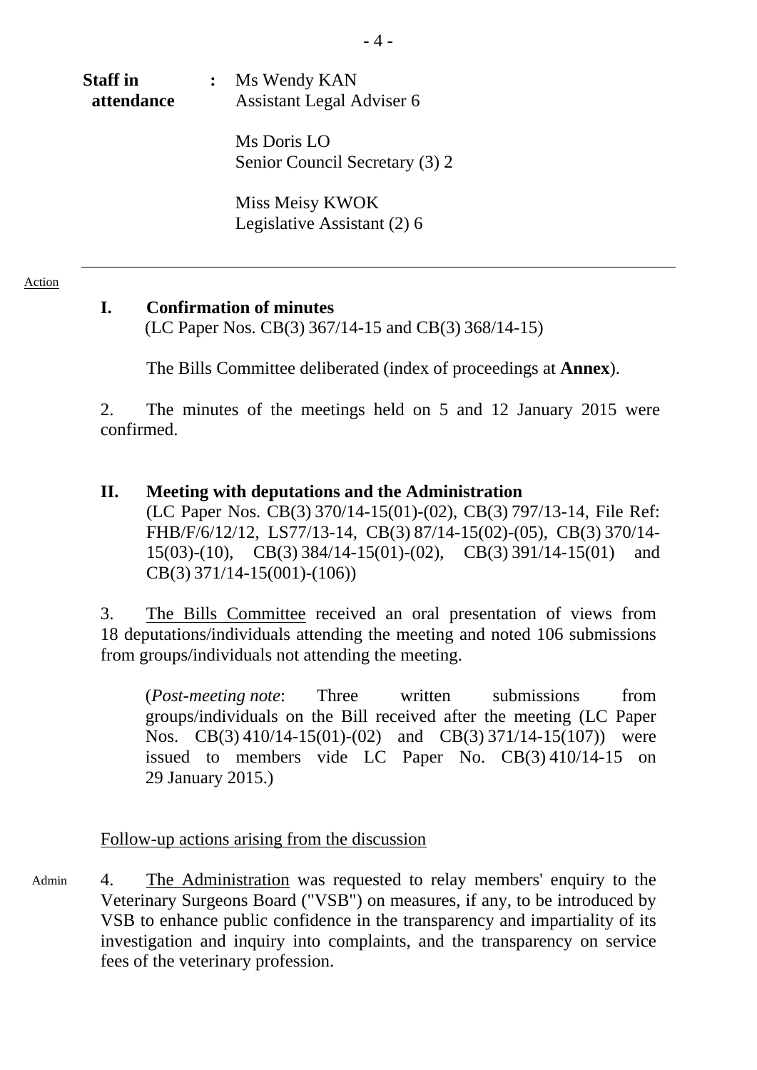**Staff in attendance** : Ms Wendy KAN
Assistant Legal Adviser 6

Ms Doris LO
Senior Council Secretary (3) 2

Miss Meisy KWOK
Legislative Assistant (2) 6

---

Action

## I. Confirmation of minutes

(LC Paper Nos. CB(3) 367/14-15 and CB(3) 368/14-15)

The Bills Committee deliberated (index of proceedings at **Annex**).

2. The minutes of the meetings held on 5 and 12 January 2015 were confirmed.

## II. Meeting with deputations and the Administration

(LC Paper Nos. CB(3) 370/14-15(01)-(02), CB(3) 797/13-14, File Ref: FHB/F/6/12/12, LS77/13-14, CB(3) 87/14-15(02)-(05), CB(3) 370/14-15(03)-(10), CB(3) 384/14-15(01)-(02), CB(3) 391/14-15(01) and CB(3) 371/14-15(001)-(106))

3. The Bills Committee received an oral presentation of views from 18 deputations/individuals attending the meeting and noted 106 submissions from groups/individuals not attending the meeting.

(*Post-meeting note*: Three written submissions from groups/individuals on the Bill received after the meeting (LC Paper Nos. CB(3) 410/14-15(01)-(02) and CB(3) 371/14-15(107)) were issued to members vide LC Paper No. CB(3) 410/14-15 on 29 January 2015.)

Follow-up actions arising from the discussion

Admin

4. The Administration was requested to relay members' enquiry to the Veterinary Surgeons Board ("VSB") on measures, if any, to be introduced by VSB to enhance public confidence in the transparency and impartiality of its investigation and inquiry into complaints, and the transparency on service fees of the veterinary profession.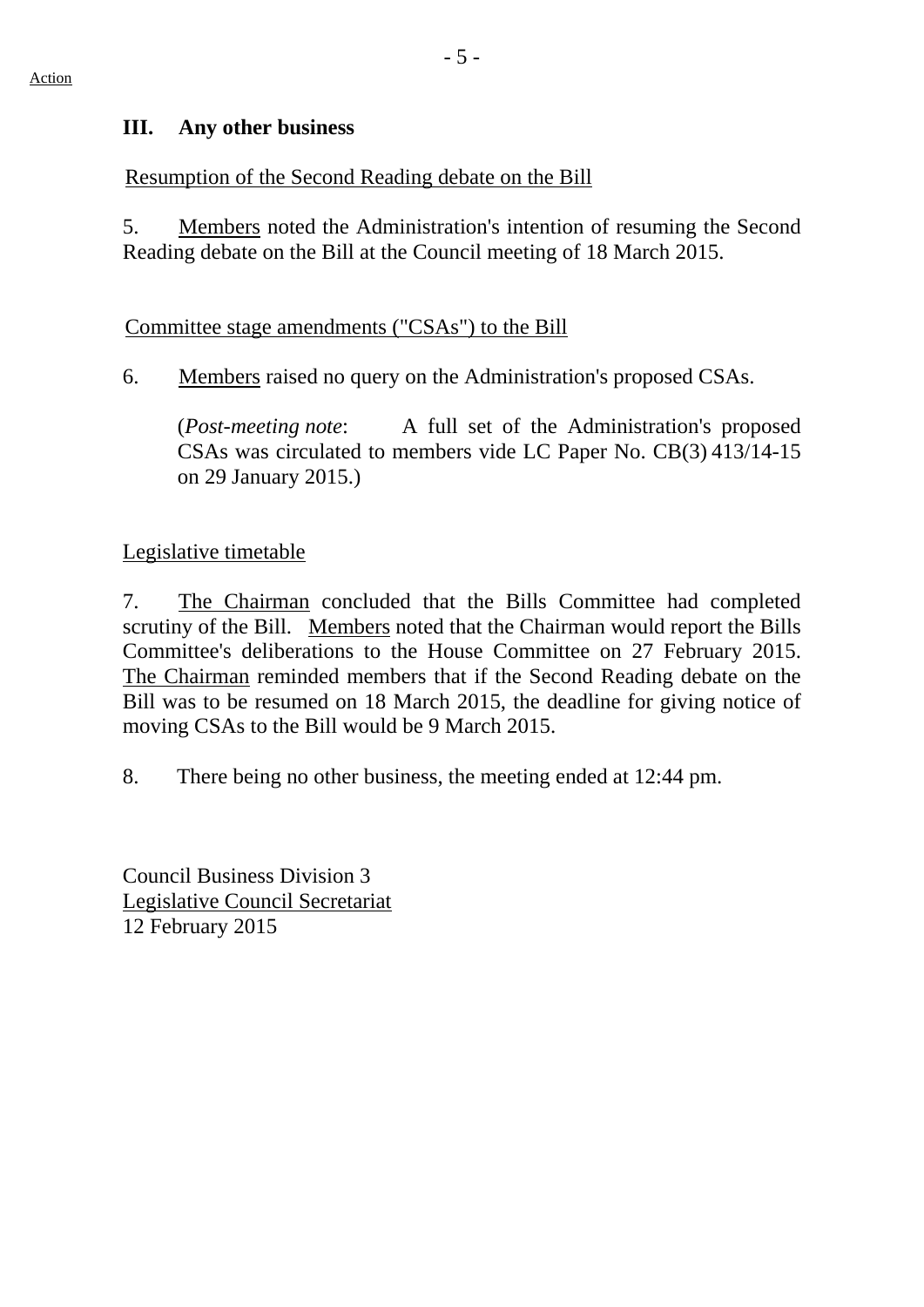### III. Any other business

Resumption of the Second Reading debate on the Bill

5. Members noted the Administration's intention of resuming the Second Reading debate on the Bill at the Council meeting of 18 March 2015.

Committee stage amendments ("CSAs") to the Bill

6. Members raised no query on the Administration's proposed CSAs.

> (*Post-meeting note*: A full set of the Administration's proposed CSAs was circulated to members vide LC Paper No. CB(3) 413/14-15 on 29 January 2015.)

Legislative timetable

7. The Chairman concluded that the Bills Committee had completed scrutiny of the Bill. Members noted that the Chairman would report the Bills Committee's deliberations to the House Committee on 27 February 2015. The Chairman reminded members that if the Second Reading debate on the Bill was to be resumed on 18 March 2015, the deadline for giving notice of moving CSAs to the Bill would be 9 March 2015.

8. There being no other business, the meeting ended at 12:44 pm.

Council Business Division 3
Legislative Council Secretariat
12 February 2015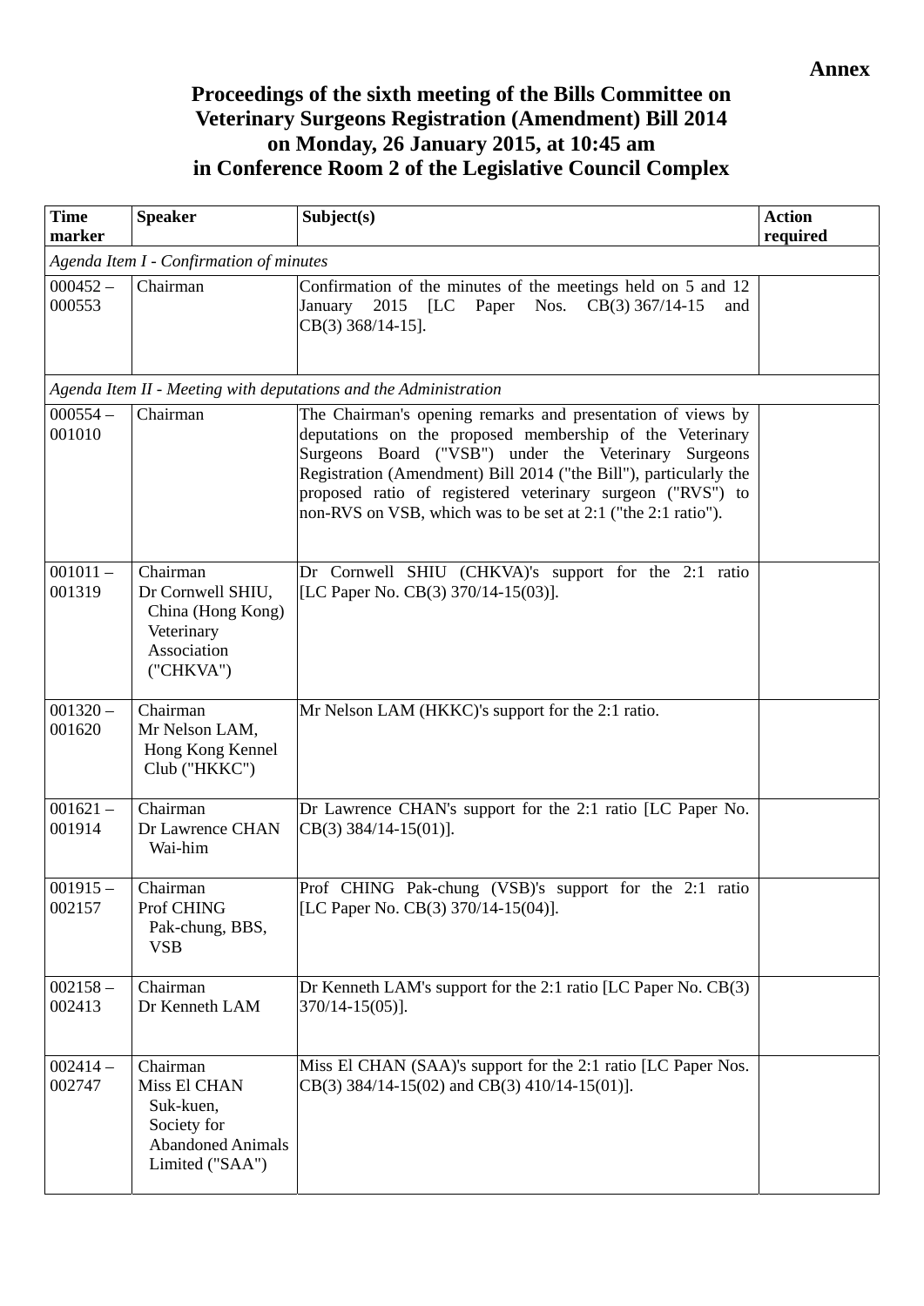**Annex**

**Proceedings of the sixth meeting of the Bills Committee on Veterinary Surgeons Registration (Amendment) Bill 2014 on Monday, 26 January 2015, at 10:45 am in Conference Room 2 of the Legislative Council Complex**

| Time marker | Speaker | Subject(s) | Action required |
|---|---|---|---|
| *Agenda Item I - Confirmation of minutes* | | | |
| 000452 – 000553 | Chairman | Confirmation of the minutes of the meetings held on 5 and 12 January 2015 [LC Paper Nos. CB(3) 367/14-15 and CB(3) 368/14-15]. | |
| *Agenda Item II - Meeting with deputations and the Administration* | | | |
| 000554 – 001010 | Chairman | The Chairman's opening remarks and presentation of views by deputations on the proposed membership of the Veterinary Surgeons Board ("VSB") under the Veterinary Surgeons Registration (Amendment) Bill 2014 ("the Bill"), particularly the proposed ratio of registered veterinary surgeon ("RVS") to non-RVS on VSB, which was to be set at 2:1 ("the 2:1 ratio"). | |
| 001011 – 001319 | Chairman<br>Dr Cornwell SHIU, China (Hong Kong) Veterinary Association ("CHKVA") | Dr Cornwell SHIU (CHKVA)'s support for the 2:1 ratio [LC Paper No. CB(3) 370/14-15(03)]. | |
| 001320 – 001620 | Chairman<br>Mr Nelson LAM, Hong Kong Kennel Club ("HKKC") | Mr Nelson LAM (HKKC)'s support for the 2:1 ratio. | |
| 001621 – 001914 | Chairman<br>Dr Lawrence CHAN Wai-him | Dr Lawrence CHAN's support for the 2:1 ratio [LC Paper No. CB(3) 384/14-15(01)]. | |
| 001915 – 002157 | Chairman<br>Prof CHING Pak-chung, BBS, VSB | Prof CHING Pak-chung (VSB)'s support for the 2:1 ratio [LC Paper No. CB(3) 370/14-15(04)]. | |
| 002158 – 002413 | Chairman<br>Dr Kenneth LAM | Dr Kenneth LAM's support for the 2:1 ratio [LC Paper No. CB(3) 370/14-15(05)]. | |
| 002414 – 002747 | Chairman<br>Miss El CHAN Suk-kuen, Society for Abandoned Animals Limited ("SAA") | Miss El CHAN (SAA)'s support for the 2:1 ratio [LC Paper Nos. CB(3) 384/14-15(02) and CB(3) 410/14-15(01)]. | |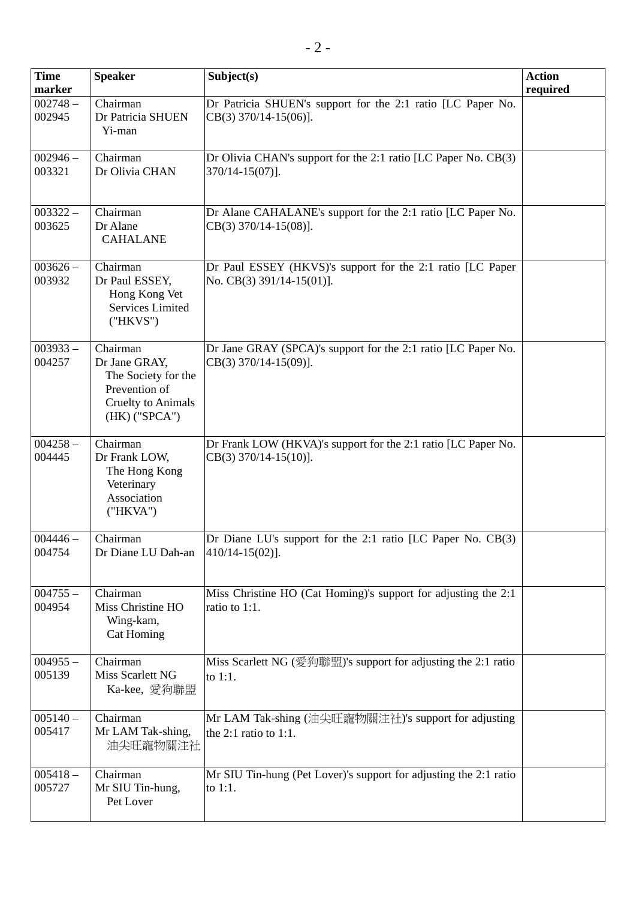| Time marker | Speaker | Subject(s) | Action required |
|---|---|---|---|
| 002748 – 002945 | Chairman<br>Dr Patricia SHUEN Yi-man | Dr Patricia SHUEN's support for the 2:1 ratio [LC Paper No. CB(3) 370/14-15(06)]. | |
| 002946 – 003321 | Chairman<br>Dr Olivia CHAN | Dr Olivia CHAN's support for the 2:1 ratio [LC Paper No. CB(3) 370/14-15(07)]. | |
| 003322 – 003625 | Chairman<br>Dr Alane CAHALANE | Dr Alane CAHALANE's support for the 2:1 ratio [LC Paper No. CB(3) 370/14-15(08)]. | |
| 003626 – 003932 | Chairman<br>Dr Paul ESSEY, Hong Kong Vet Services Limited ("HKVS") | Dr Paul ESSEY (HKVS)'s support for the 2:1 ratio [LC Paper No. CB(3) 391/14-15(01)]. | |
| 003933 – 004257 | Chairman<br>Dr Jane GRAY, The Society for the Prevention of Cruelty to Animals (HK) ("SPCA") | Dr Jane GRAY (SPCA)'s support for the 2:1 ratio [LC Paper No. CB(3) 370/14-15(09)]. | |
| 004258 – 004445 | Chairman<br>Dr Frank LOW, The Hong Kong Veterinary Association ("HKVA") | Dr Frank LOW (HKVA)'s support for the 2:1 ratio [LC Paper No. CB(3) 370/14-15(10)]. | |
| 004446 – 004754 | Chairman<br>Dr Diane LU Dah-an | Dr Diane LU's support for the 2:1 ratio [LC Paper No. CB(3) 410/14-15(02)]. | |
| 004755 – 004954 | Chairman<br>Miss Christine HO Wing-kam, Cat Homing | Miss Christine HO (Cat Homing)'s support for adjusting the 2:1 ratio to 1:1. | |
| 004955 – 005139 | Chairman<br>Miss Scarlett NG Ka-kee, 愛狗聯盟 | Miss Scarlett NG (愛狗聯盟)'s support for adjusting the 2:1 ratio to 1:1. | |
| 005140 – 005417 | Chairman<br>Mr LAM Tak-shing, 油尖旺寵物關注社 | Mr LAM Tak-shing (油尖旺寵物關注社)'s support for adjusting the 2:1 ratio to 1:1. | |
| 005418 – 005727 | Chairman<br>Mr SIU Tin-hung, Pet Lover | Mr SIU Tin-hung (Pet Lover)'s support for adjusting the 2:1 ratio to 1:1. | |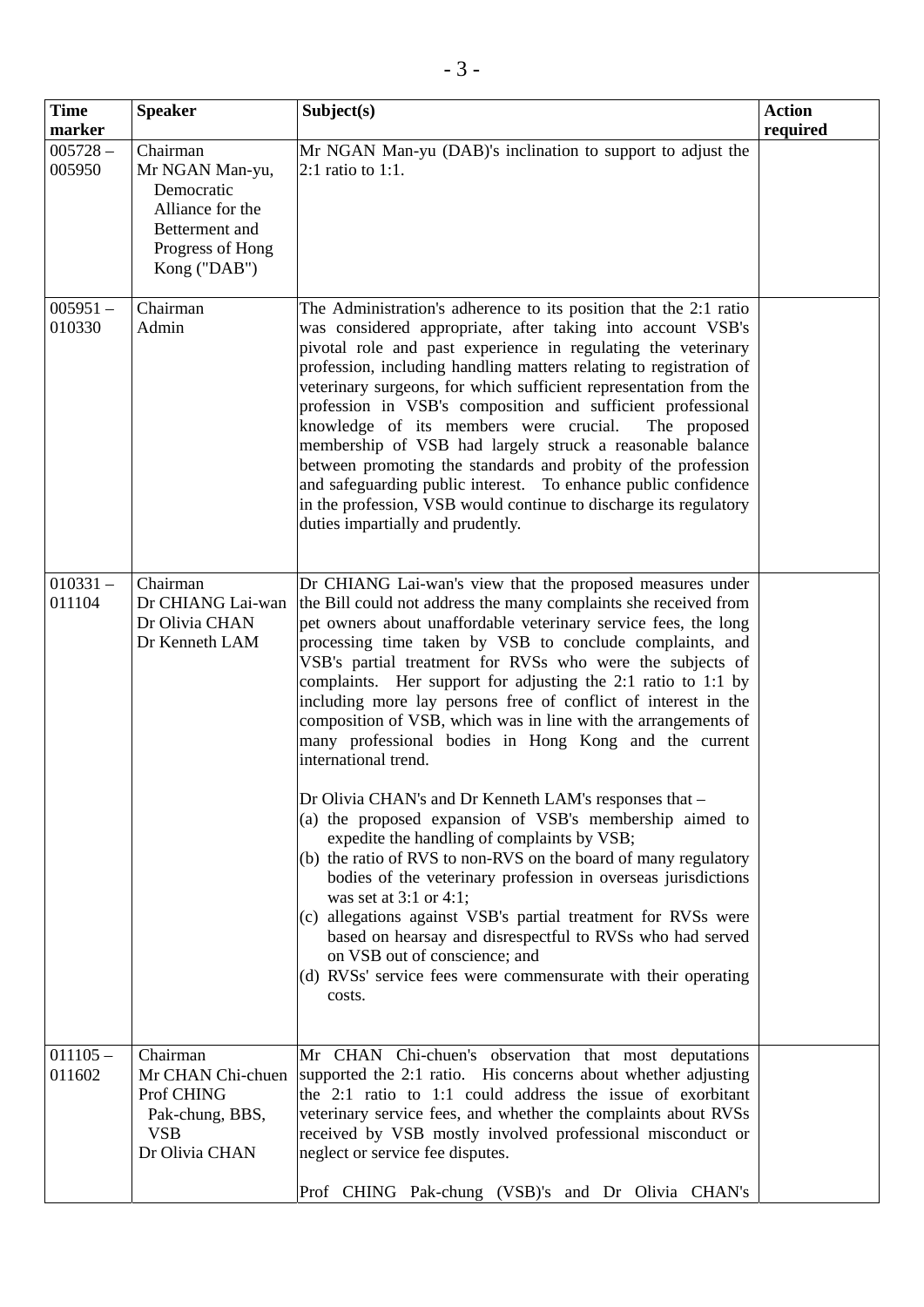| Time marker | Speaker | Subject(s) | Action required |
|---|---|---|---|
| 005728 – 005950 | Chairman<br>Mr NGAN Man-yu, Democratic Alliance for the Betterment and Progress of Hong Kong ("DAB") | Mr NGAN Man-yu (DAB)'s inclination to support to adjust the 2:1 ratio to 1:1. | |
| 005951 – 010330 | Chairman<br>Admin | The Administration's adherence to its position that the 2:1 ratio was considered appropriate, after taking into account VSB's pivotal role and past experience in regulating the veterinary profession, including handling matters relating to registration of veterinary surgeons, for which sufficient representation from the profession in VSB's composition and sufficient professional knowledge of its members were crucial. The proposed membership of VSB had largely struck a reasonable balance between promoting the standards and probity of the profession and safeguarding public interest. To enhance public confidence in the profession, VSB would continue to discharge its regulatory duties impartially and prudently. | |
| 010331 – 011104 | Chairman<br>Dr CHIANG Lai-wan<br>Dr Olivia CHAN<br>Dr Kenneth LAM | Dr CHIANG Lai-wan's view that the proposed measures under the Bill could not address the many complaints she received from pet owners about unaffordable veterinary service fees, the long processing time taken by VSB to conclude complaints, and VSB's partial treatment for RVSs who were the subjects of complaints. Her support for adjusting the 2:1 ratio to 1:1 by including more lay persons free of conflict of interest in the composition of VSB, which was in line with the arrangements of many professional bodies in Hong Kong and the current international trend.<br><br>Dr Olivia CHAN's and Dr Kenneth LAM's responses that –<br>(a) the proposed expansion of VSB's membership aimed to expedite the handling of complaints by VSB;<br>(b) the ratio of RVS to non-RVS on the board of many regulatory bodies of the veterinary profession in overseas jurisdictions was set at 3:1 or 4:1;<br>(c) allegations against VSB's partial treatment for RVSs were based on hearsay and disrespectful to RVSs who had served on VSB out of conscience; and<br>(d) RVSs' service fees were commensurate with their operating costs. | |
| 011105 – 011602 | Chairman<br>Mr CHAN Chi-chuen<br>Prof CHING Pak-chung, BBS, VSB<br>Dr Olivia CHAN | Mr CHAN Chi-chuen's observation that most deputations supported the 2:1 ratio. His concerns about whether adjusting the 2:1 ratio to 1:1 could address the issue of exorbitant veterinary service fees, and whether the complaints about RVSs received by VSB mostly involved professional misconduct or neglect or service fee disputes.<br><br>Prof CHING Pak-chung (VSB)'s and Dr Olivia CHAN's | |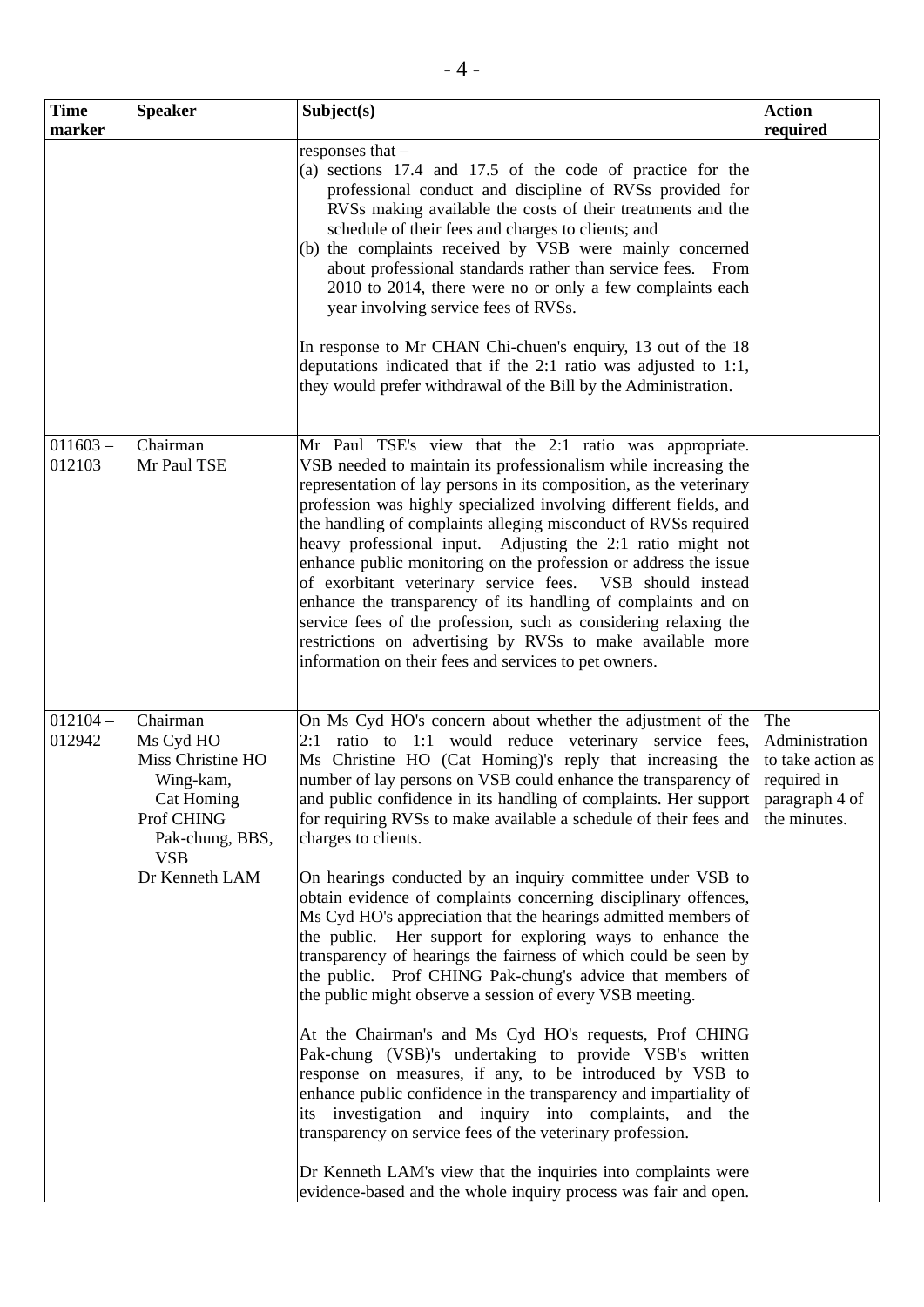| Time marker | Speaker | Subject(s) | Action required |
|---|---|---|---|
| | | responses that –<br>(a) sections 17.4 and 17.5 of the code of practice for the professional conduct and discipline of RVSs provided for RVSs making available the costs of their treatments and the schedule of their fees and charges to clients; and<br>(b) the complaints received by VSB were mainly concerned about professional standards rather than service fees. From 2010 to 2014, there were no or only a few complaints each year involving service fees of RVSs.<br><br>In response to Mr CHAN Chi-chuen's enquiry, 13 out of the 18 deputations indicated that if the 2:1 ratio was adjusted to 1:1, they would prefer withdrawal of the Bill by the Administration. | |
| 011603 – 012103 | Chairman<br>Mr Paul TSE | Mr Paul TSE's view that the 2:1 ratio was appropriate. VSB needed to maintain its professionalism while increasing the representation of lay persons in its composition, as the veterinary profession was highly specialized involving different fields, and the handling of complaints alleging misconduct of RVSs required heavy professional input. Adjusting the 2:1 ratio might not enhance public monitoring on the profession or address the issue of exorbitant veterinary service fees. VSB should instead enhance the transparency of its handling of complaints and on service fees of the profession, such as considering relaxing the restrictions on advertising by RVSs to make available more information on their fees and services to pet owners. | |
| 012104 – 012942 | Chairman<br>Ms Cyd HO<br>Miss Christine HO Wing-kam, Cat Homing<br>Prof CHING Pak-chung, BBS, VSB<br>Dr Kenneth LAM | On Ms Cyd HO's concern about whether the adjustment of the 2:1 ratio to 1:1 would reduce veterinary service fees, Ms Christine HO (Cat Homing)'s reply that increasing the number of lay persons on VSB could enhance the transparency of and public confidence in its handling of complaints. Her support for requiring RVSs to make available a schedule of their fees and charges to clients.<br><br>On hearings conducted by an inquiry committee under VSB to obtain evidence of complaints concerning disciplinary offences, Ms Cyd HO's appreciation that the hearings admitted members of the public. Her support for exploring ways to enhance the transparency of hearings the fairness of which could be seen by the public. Prof CHING Pak-chung's advice that members of the public might observe a session of every VSB meeting.<br><br>At the Chairman's and Ms Cyd HO's requests, Prof CHING Pak-chung (VSB)'s undertaking to provide VSB's written response on measures, if any, to be introduced by VSB to enhance public confidence in the transparency and impartiality of its investigation and inquiry into complaints, and the transparency on service fees of the veterinary profession.<br><br>Dr Kenneth LAM's view that the inquiries into complaints were evidence-based and the whole inquiry process was fair and open. | The Administration to take action as required in paragraph 4 of the minutes. |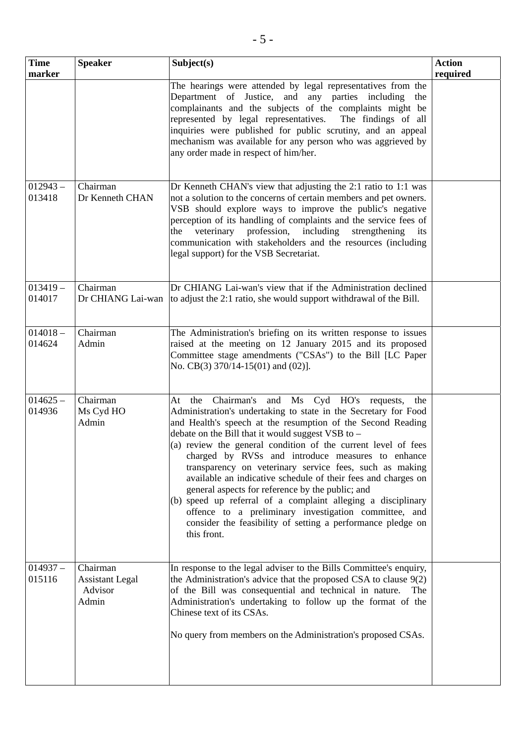| Time marker | Speaker | Subject(s) | Action required |
|---|---|---|---|
| | | The hearings were attended by legal representatives from the Department of Justice, and any parties including the complainants and the subjects of the complaints might be represented by legal representatives. The findings of all inquiries were published for public scrutiny, and an appeal mechanism was available for any person who was aggrieved by any order made in respect of him/her. | |
| 012943 – 013418 | Chairman<br>Dr Kenneth CHAN | Dr Kenneth CHAN's view that adjusting the 2:1 ratio to 1:1 was not a solution to the concerns of certain members and pet owners. VSB should explore ways to improve the public's negative perception of its handling of complaints and the service fees of the veterinary profession, including strengthening its communication with stakeholders and the resources (including legal support) for the VSB Secretariat. | |
| 013419 – 014017 | Chairman<br>Dr CHIANG Lai-wan | Dr CHIANG Lai-wan's view that if the Administration declined to adjust the 2:1 ratio, she would support withdrawal of the Bill. | |
| 014018 – 014624 | Chairman<br>Admin | The Administration's briefing on its written response to issues raised at the meeting on 12 January 2015 and its proposed Committee stage amendments ("CSAs") to the Bill [LC Paper No. CB(3) 370/14-15(01) and (02)]. | |
| 014625 – 014936 | Chairman<br>Ms Cyd HO<br>Admin | At the Chairman's and Ms Cyd HO's requests, the Administration's undertaking to state in the Secretary for Food and Health's speech at the resumption of the Second Reading debate on the Bill that it would suggest VSB to –<br>(a) review the general condition of the current level of fees charged by RVSs and introduce measures to enhance transparency on veterinary service fees, such as making available an indicative schedule of their fees and charges on general aspects for reference by the public; and<br>(b) speed up referral of a complaint alleging a disciplinary offence to a preliminary investigation committee, and consider the feasibility of setting a performance pledge on this front. | |
| 014937 – 015116 | Chairman<br>Assistant Legal Advisor<br>Admin | In response to the legal adviser to the Bills Committee's enquiry, the Administration's advice that the proposed CSA to clause 9(2) of the Bill was consequential and technical in nature. The Administration's undertaking to follow up the format of the Chinese text of its CSAs.<br><br>No query from members on the Administration's proposed CSAs. | |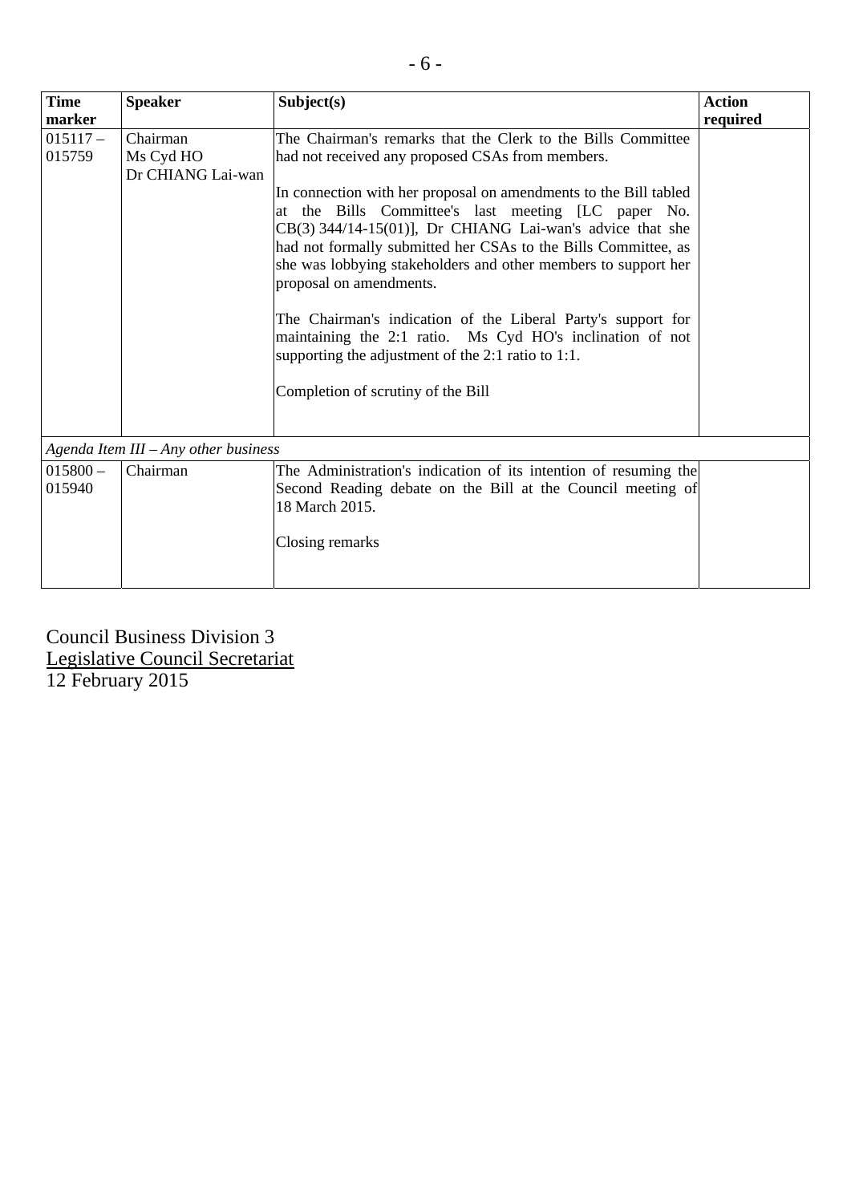| Time marker | Speaker | Subject(s) | Action required |
|---|---|---|---|
| 015117 – 015759 | Chairman<br>Ms Cyd HO<br>Dr CHIANG Lai-wan | The Chairman's remarks that the Clerk to the Bills Committee had not received any proposed CSAs from members.<br><br>In connection with her proposal on amendments to the Bill tabled at the Bills Committee's last meeting [LC paper No. CB(3) 344/14-15(01)], Dr CHIANG Lai-wan's advice that she had not formally submitted her CSAs to the Bills Committee, as she was lobbying stakeholders and other members to support her proposal on amendments.<br><br>The Chairman's indication of the Liberal Party's support for maintaining the 2:1 ratio. Ms Cyd HO's inclination of not supporting the adjustment of the 2:1 ratio to 1:1.<br><br>Completion of scrutiny of the Bill | |
| *Agenda Item III – Any other business* | | | |
| 015800 – 015940 | Chairman | The Administration's indication of its intention of resuming the Second Reading debate on the Bill at the Council meeting of 18 March 2015.<br><br>Closing remarks | |

Council Business Division 3
Legislative Council Secretariat
12 February 2015